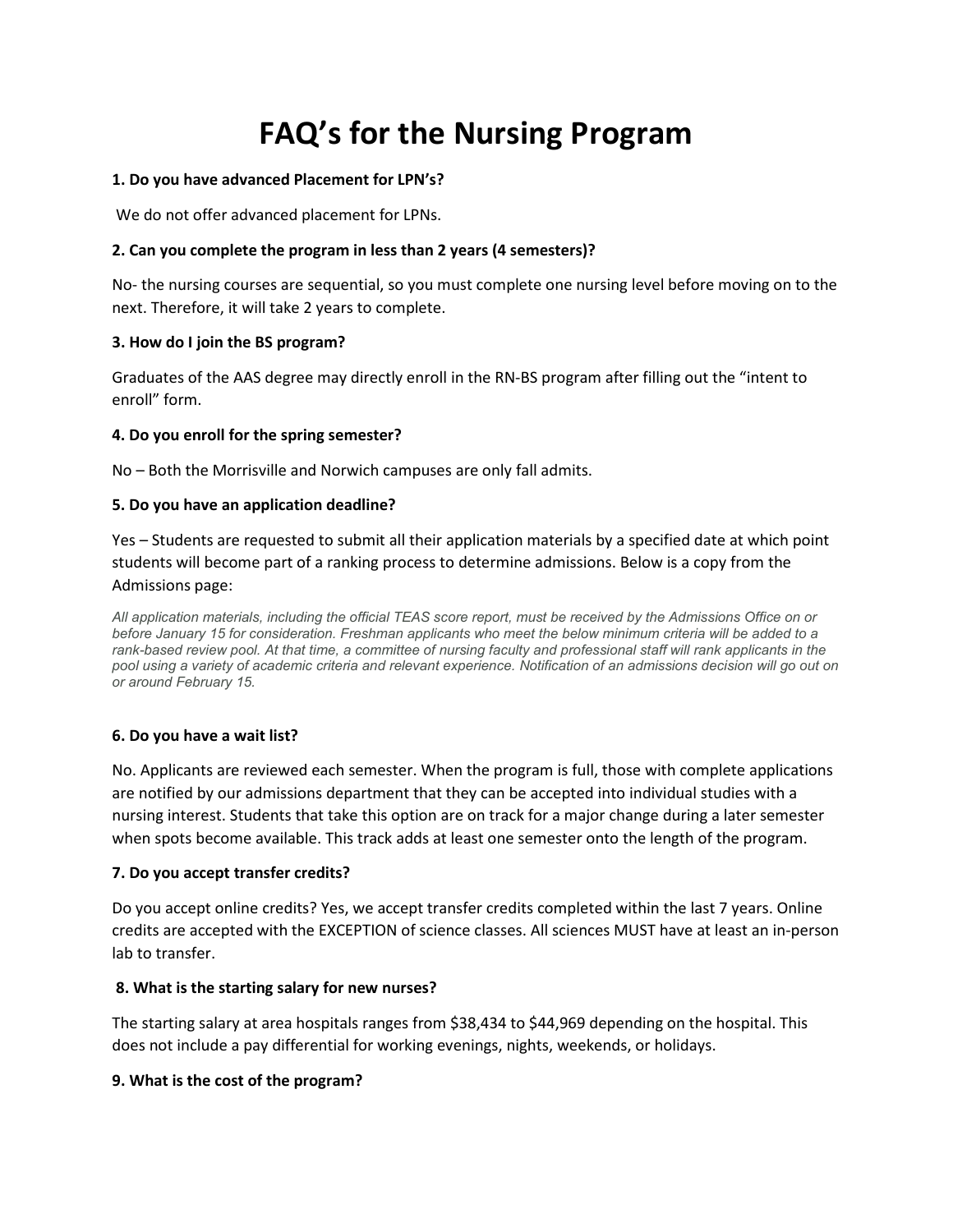# FAQ's for the Nursing Program

**1. Do you have advanced Placement for LPN's?**

We do not offer advanced placement for LPNs.

**2. Can you complete the program in less than 2 years (4 semesters)?**

No- the nursing courses are sequential, so you must complete one nursing level before moving on to the next. Therefore, it will take 2 years to complete.

**3. How do I join the BS program?**

Graduates of the AAS degree may directly enroll in the RN-BS program after filling out the "intent to enroll" form.

**4. Do you enroll for the spring semester?**

No – Both the Morrisville and Norwich campuses are only fall admits.

**5. Do you have an application deadline?**

Yes – Students are requested to submit all their application materials by a specified date at which point students will become part of a ranking process to determine admissions. Below is a copy from the Admissions page:

*All application materials, including the official TEAS score report, must be received by the Admissions Office on or before January 15 for consideration. Freshman applicants who meet the below minimum criteria will be added to a rank-based review pool. At that time, a committee of nursing faculty and professional staff will rank applicants in the pool using a variety of academic criteria and relevant experience. Notification of an admissions decision will go out on or around February 15.*

**6. Do you have a wait list?**

No. Applicants are reviewed each semester. When the program is full, those with complete applications are notified by our admissions department that they can be accepted into individual studies with a nursing interest. Students that take this option are on track for a major change during a later semester when spots become available. This track adds at least one semester onto the length of the program.

**7. Do you accept transfer credits?**

Do you accept online credits? Yes, we accept transfer credits completed within the last 7 years. Online credits are accepted with the EXCEPTION of science classes. All sciences MUST have at least an in-person lab to transfer.

**8. What is the starting salary for new nurses?**

The starting salary at area hospitals ranges from $38,434 to $44,969 depending on the hospital. This does not include a pay differential for working evenings, nights, weekends, or holidays.

**9. What is the cost of the program?**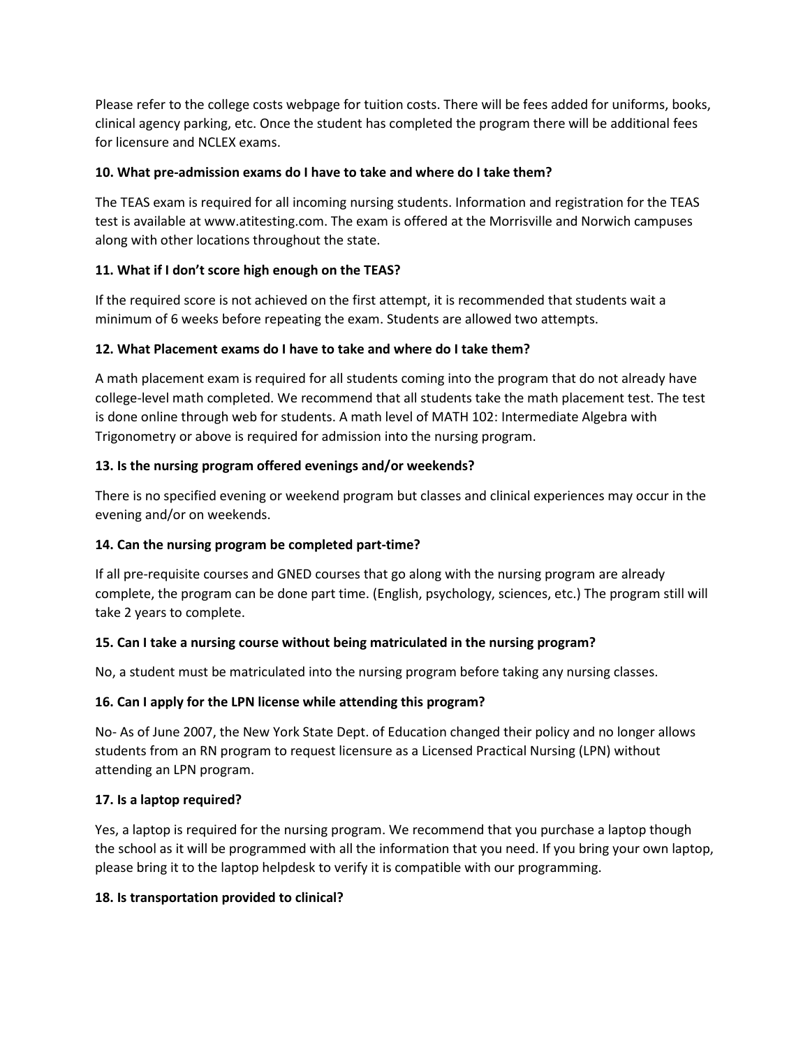Please refer to the college costs webpage for tuition costs. There will be fees added for uniforms, books, clinical agency parking, etc. Once the student has completed the program there will be additional fees for licensure and NCLEX exams.

**10. What pre-admission exams do I have to take and where do I take them?**

The TEAS exam is required for all incoming nursing students. Information and registration for the TEAS test is available at www.atitesting.com. The exam is offered at the Morrisville and Norwich campuses along with other locations throughout the state.

**11. What if I don't score high enough on the TEAS?**

If the required score is not achieved on the first attempt, it is recommended that students wait a minimum of 6 weeks before repeating the exam. Students are allowed two attempts.

**12. What Placement exams do I have to take and where do I take them?**

A math placement exam is required for all students coming into the program that do not already have college-level math completed. We recommend that all students take the math placement test. The test is done online through web for students. A math level of MATH 102: Intermediate Algebra with Trigonometry or above is required for admission into the nursing program.

**13. Is the nursing program offered evenings and/or weekends?**

There is no specified evening or weekend program but classes and clinical experiences may occur in the evening and/or on weekends.

**14. Can the nursing program be completed part-time?**

If all pre-requisite courses and GNED courses that go along with the nursing program are already complete, the program can be done part time. (English, psychology, sciences, etc.) The program still will take 2 years to complete.

**15. Can I take a nursing course without being matriculated in the nursing program?**

No, a student must be matriculated into the nursing program before taking any nursing classes.

**16. Can I apply for the LPN license while attending this program?**

No- As of June 2007, the New York State Dept. of Education changed their policy and no longer allows students from an RN program to request licensure as a Licensed Practical Nursing (LPN) without attending an LPN program.

**17. Is a laptop required?**

Yes, a laptop is required for the nursing program. We recommend that you purchase a laptop though the school as it will be programmed with all the information that you need. If you bring your own laptop, please bring it to the laptop helpdesk to verify it is compatible with our programming.

**18. Is transportation provided to clinical?**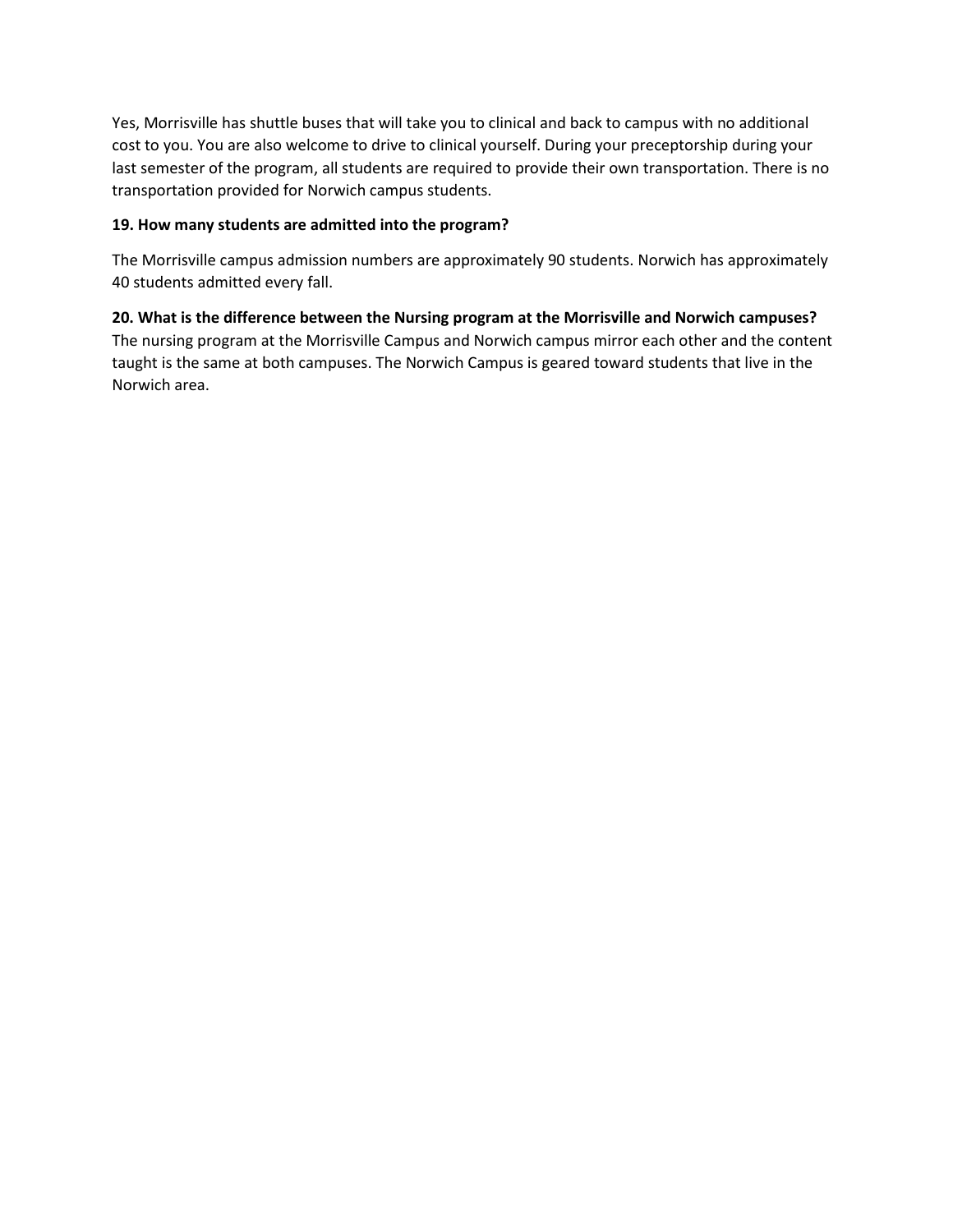Yes, Morrisville has shuttle buses that will take you to clinical and back to campus with no additional cost to you. You are also welcome to drive to clinical yourself. During your preceptorship during your last semester of the program, all students are required to provide their own transportation. There is no transportation provided for Norwich campus students.

**19. How many students are admitted into the program?**

The Morrisville campus admission numbers are approximately 90 students. Norwich has approximately 40 students admitted every fall.

**20. What is the difference between the Nursing program at the Morrisville and Norwich campuses?**

The nursing program at the Morrisville Campus and Norwich campus mirror each other and the content taught is the same at both campuses. The Norwich Campus is geared toward students that live in the Norwich area.